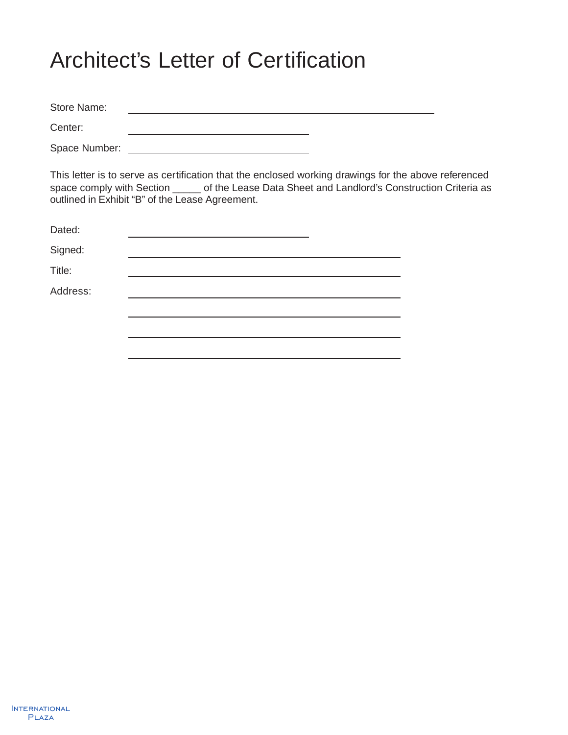# Architect's Letter of Certification

Store Name: ______________________________________________

Center: ____________________________

Space Number: ____________________________

This letter is to serve as certification that the enclosed working drawings for the above referenced space comply with Section _____ of the Lease Data Sheet and Landlord's Construction Criteria as outlined in Exhibit "B" of the Lease Agreement.

Dated: ____________________________

Signed: __________________________________________

Title: __________________________________________

Address: __________________________________________

__________________________________________

__________________________________________

__________________________________________

International Plaza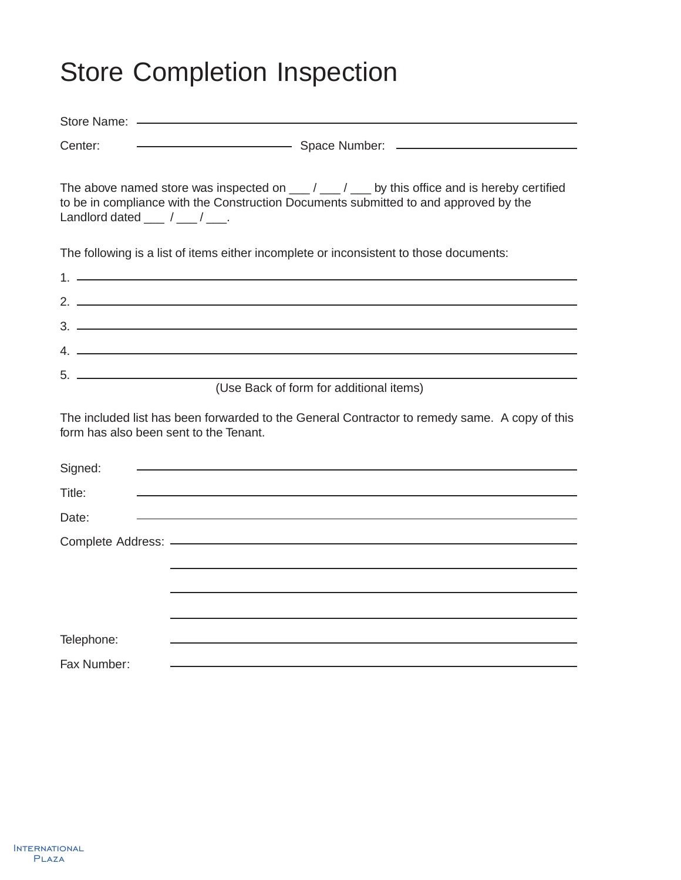# Store Completion Inspection

Store Name: ______________________________________________

Center: ____________________ Space Number: ____________________

The above named store was inspected on ___ / ___ / ___ by this office and is hereby certified to be in compliance with the Construction Documents submitted to and approved by the Landlord dated ___ / ___ / ___.

The following is a list of items either incomplete or inconsistent to those documents:

1. ______________________________________________
2. ______________________________________________
3. ______________________________________________
4. ______________________________________________
5. ______________________________________________

(Use Back of form for additional items)

The included list has been forwarded to the General Contractor to remedy same. A copy of this form has also been sent to the Tenant.

Signed: ______________________________________________

Title: ______________________________________________

Date: ______________________________________________

Complete Address: ______________________________________________

______________________________________________

______________________________________________

______________________________________________

Telephone: ______________________________________________

Fax Number: ______________________________________________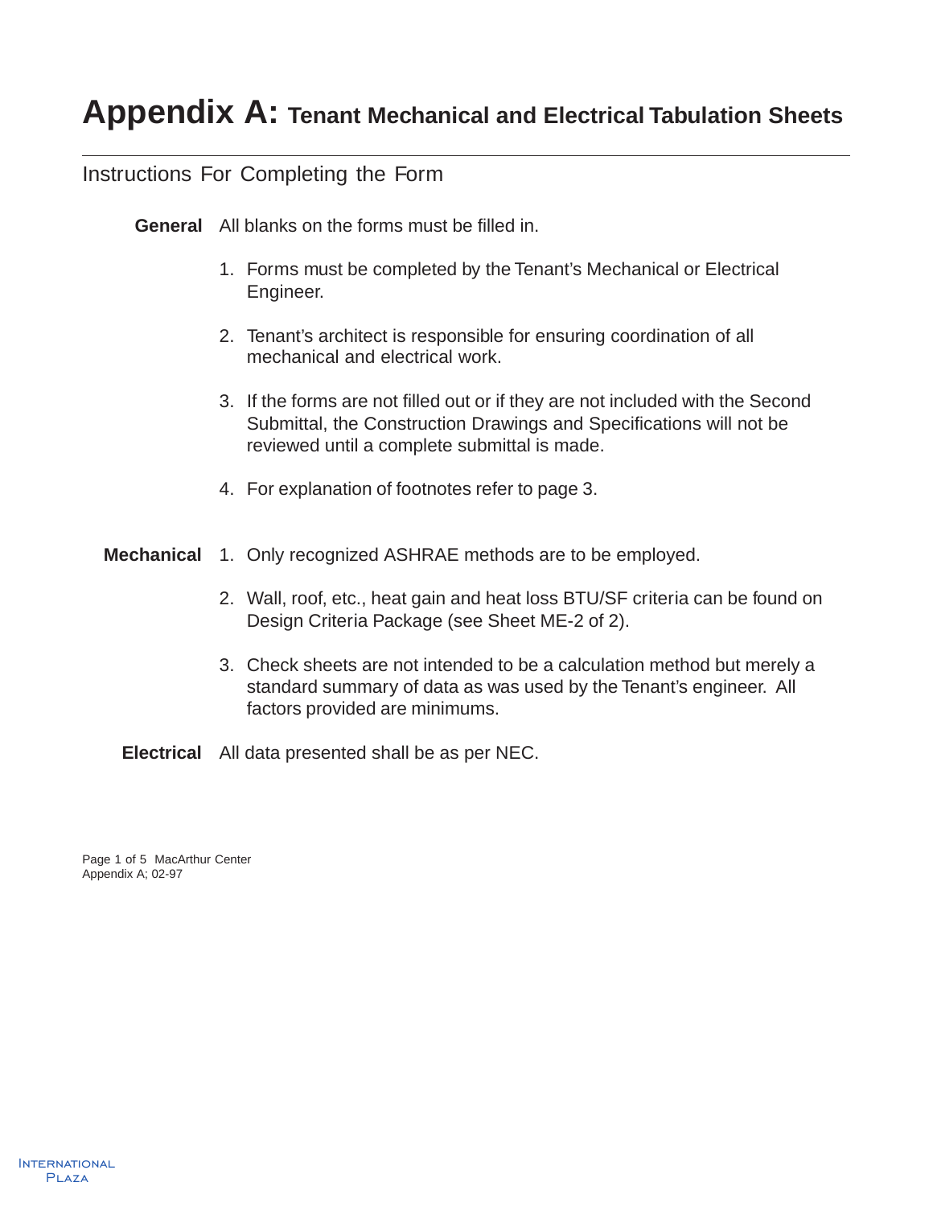# Appendix A: Tenant Mechanical and Electrical Tabulation Sheets

## Instructions For Completing the Form

**General** All blanks on the forms must be filled in.

1. Forms must be completed by the Tenant's Mechanical or Electrical Engineer.
2. Tenant's architect is responsible for ensuring coordination of all mechanical and electrical work.
3. If the forms are not filled out or if they are not included with the Second Submittal, the Construction Drawings and Specifications will not be reviewed until a complete submittal is made.
4. For explanation of footnotes refer to page 3.

**Mechanical**

1. Only recognized ASHRAE methods are to be employed.
2. Wall, roof, etc., heat gain and heat loss BTU/SF criteria can be found on Design Criteria Package (see Sheet ME-2 of 2).
3. Check sheets are not intended to be a calculation method but merely a standard summary of data as was used by the Tenant's engineer. All factors provided are minimums.

**Electrical** All data presented shall be as per NEC.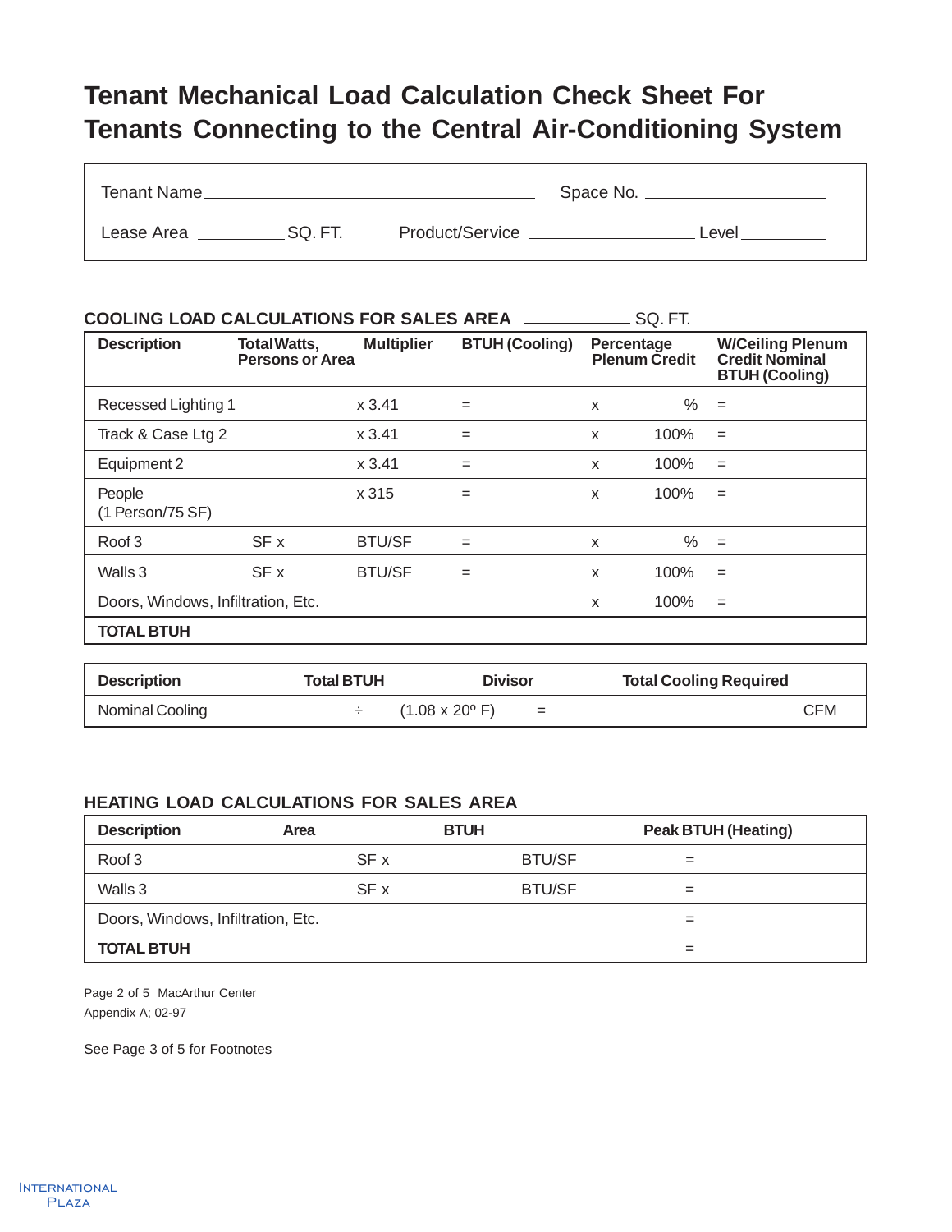# Tenant Mechanical Load Calculation Check Sheet For Tenants Connecting to the Central Air-Conditioning System

Tenant Name ______________________________ Space No. ____________________

Lease Area __________ SQ. FT. Product/Service __________________ Level __________

## COOLING LOAD CALCULATIONS FOR SALES AREA ___________ SQ. FT.

| Description | Total Watts, Persons or Area | Multiplier | BTUH (Cooling) | Percentage Plenum Credit | | W/Ceiling Plenum Credit Nominal BTUH (Cooling) |
|---|---|---|---|---|---|---|
| Recessed Lighting 1 | | x 3.41 | = | x | % | = |
| Track & Case Ltg 2 | | x 3.41 | = | x | 100% | = |
| Equipment 2 | | x 3.41 | = | x | 100% | = |
| People (1 Person/75 SF) | | x 315 | = | x | 100% | = |
| Roof 3 | SF x | BTU/SF | = | x | % | = |
| Walls 3 | SF x | BTU/SF | = | x | 100% | = |
| Doors, Windows, Infiltration, Etc. | | | | x | 100% | = |
| **TOTAL BTUH** | | | | | | |

| Description | Total BTUH | | Divisor | | Total Cooling Required |
|---|---|---|---|---|---|
| Nominal Cooling | | ÷ | (1.08 x 20º F) | = | CFM |

## HEATING LOAD CALCULATIONS FOR SALES AREA

| Description | Area | BTUH | Peak BTUH (Heating) |
|---|---|---|---|
| Roof 3 | SF x | BTU/SF | = |
| Walls 3 | SF x | BTU/SF | = |
| Doors, Windows, Infiltration, Etc. | | | = |
| **TOTAL BTUH** | | | = |

MacArthur Center
Appendix A; 02-97

See Page 3 of 5 for Footnotes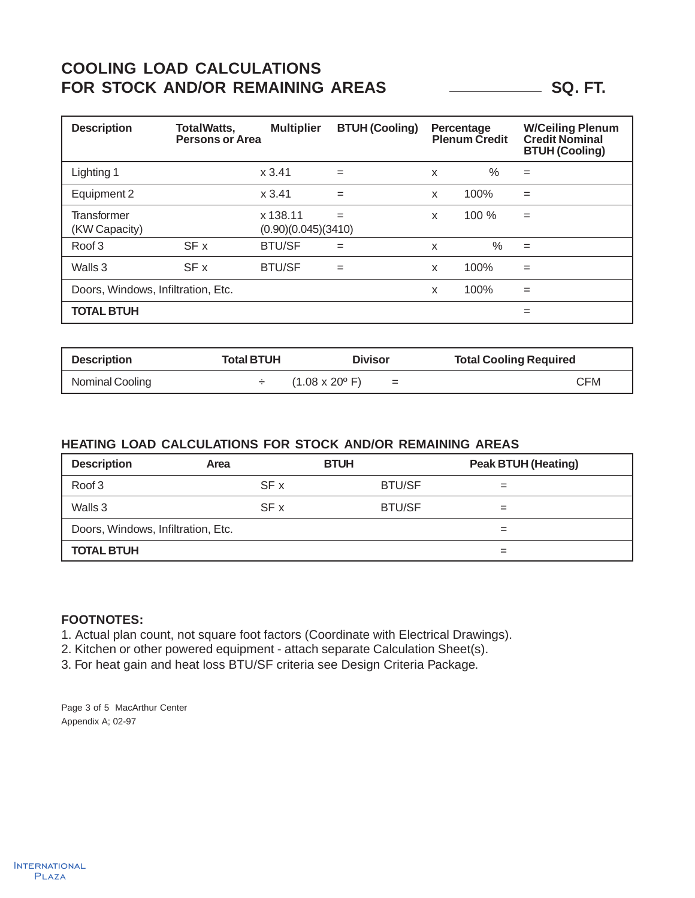# COOLING LOAD CALCULATIONS FOR STOCK AND/OR REMAINING AREAS

_____________ **SQ. FT.**

| Description | TotalWatts, Persons or Area | Multiplier | BTUH (Cooling) | Percentage Plenum Credit | W/Ceiling Plenum Credit Nominal BTUH (Cooling) |
|---|---|---|---|---|---|
| Lighting 1 | | x 3.41 | = | x % | = |
| Equipment 2 | | x 3.41 | = | x 100% | = |
| Transformer (KW Capacity) | | x 138.11 (0.90)(0.045)(3410) | = | x 100 % | = |
| Roof 3 | SF x | BTU/SF | = | x % | = |
| Walls 3 | SF x | BTU/SF | = | x 100% | = |
| Doors, Windows, Infiltration, Etc. | | | | x 100% | = |
| **TOTAL BTUH** | | | | | = |

| Description | Total BTUH | Divisor | Total Cooling Required |
|---|---|---|---|
| Nominal Cooling | ÷ | (1.08 x 20º F) = | CFM |

## HEATING LOAD CALCULATIONS FOR STOCK AND/OR REMAINING AREAS

| Description | Area | BTUH | Peak BTUH (Heating) |
|---|---|---|---|
| Roof 3 | SF x | BTU/SF | = |
| Walls 3 | SF x | BTU/SF | = |
| Doors, Windows, Infiltration, Etc. | | | = |
| **TOTAL BTUH** | | | = |

**FOOTNOTES:**

1. Actual plan count, not square foot factors (Coordinate with Electrical Drawings).
2. Kitchen or other powered equipment - attach separate Calculation Sheet(s).
3. For heat gain and heat loss BTU/SF criteria see Design Criteria Package.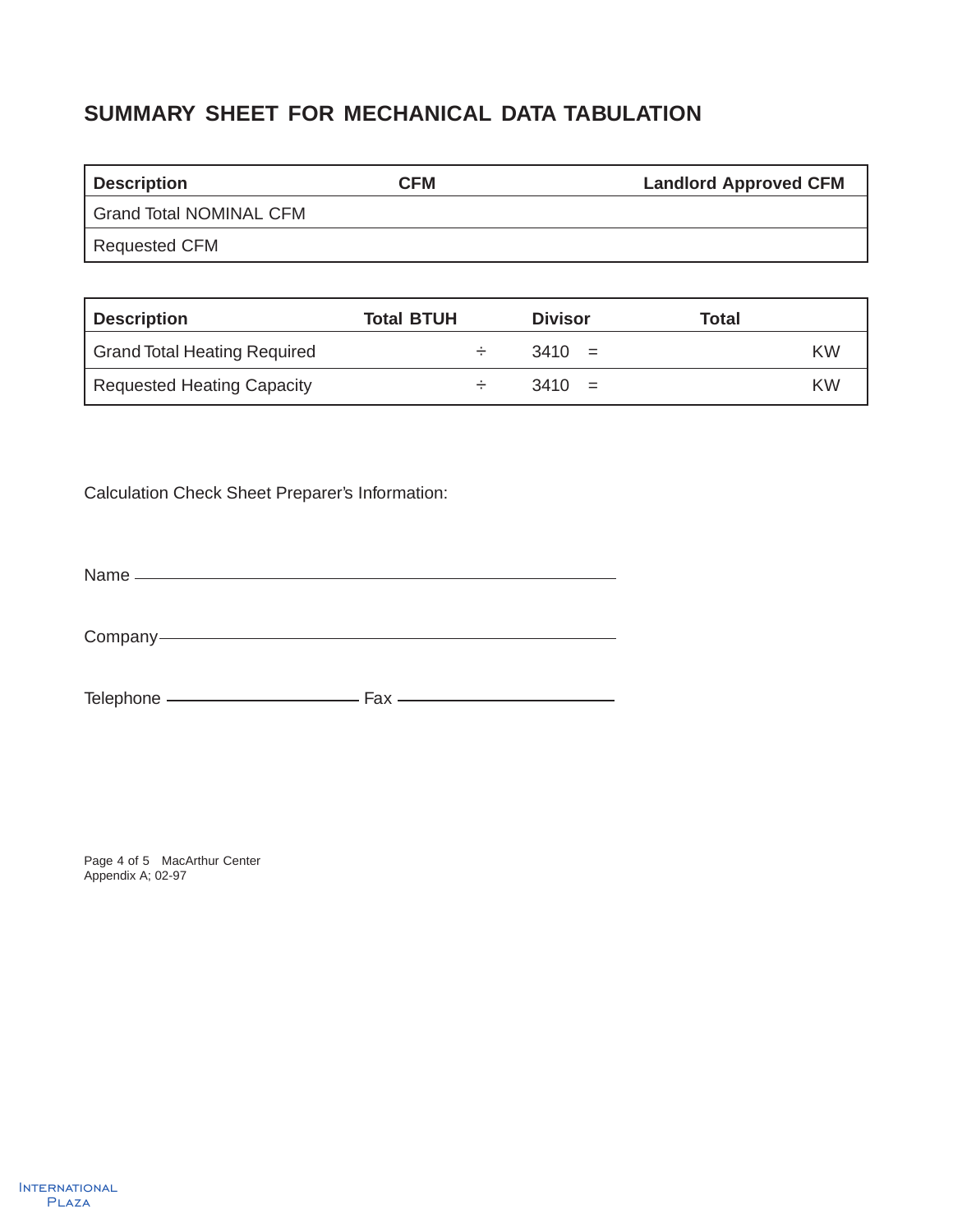## SUMMARY SHEET FOR MECHANICAL DATA TABULATION

| Description | CFM | Landlord Approved CFM |
|---|---|---|
| Grand Total NOMINAL CFM | | |
| Requested CFM | | |

| Description | Total BTUH | | Divisor | | Total | |
|---|---|---|---|---|---|---|
| Grand Total Heating Required | | ÷ | 3410 | = | | KW |
| Requested Heating Capacity | | ÷ | 3410 | = | | KW |

Calculation Check Sheet Preparer's Information:

Name \_\_\_\_\_\_\_\_\_\_\_\_\_\_\_\_\_\_\_\_\_\_\_\_\_\_\_\_\_\_\_\_\_\_\_\_\_\_\_\_

Company\_\_\_\_\_\_\_\_\_\_\_\_\_\_\_\_\_\_\_\_\_\_\_\_\_\_\_\_\_\_\_\_\_\_\_\_\_\_\_\_

Telephone \_\_\_\_\_\_\_\_\_\_\_\_\_\_\_\_\_\_\_\_ Fax \_\_\_\_\_\_\_\_\_\_\_\_\_\_\_\_\_\_\_\_

MacArthur Center
Appendix A; 02-97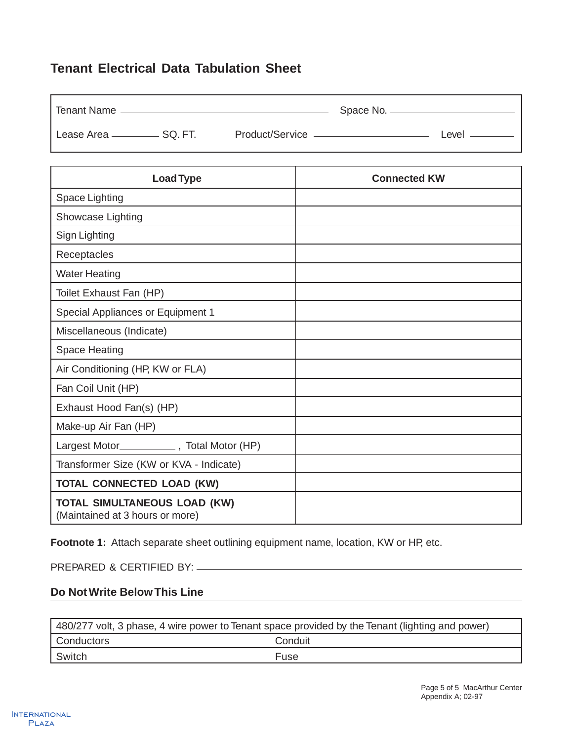## Tenant Electrical Data Tabulation Sheet

Tenant Name ______________________________ Space No. ______________

Lease Area __________ SQ. FT. Product/Service ______________ Level ________

| Load Type | Connected KW |
|---|---|
| Space Lighting | |
| Showcase Lighting | |
| Sign Lighting | |
| Receptacles | |
| Water Heating | |
| Toilet Exhaust Fan (HP) | |
| Special Appliances or Equipment 1 | |
| Miscellaneous (Indicate) | |
| Space Heating | |
| Air Conditioning (HP, KW or FLA) | |
| Fan Coil Unit (HP) | |
| Exhaust Hood Fan(s) (HP) | |
| Make-up Air Fan (HP) | |
| Largest Motor__________ , Total Motor (HP) | |
| Transformer Size (KW or KVA - Indicate) | |
| **TOTAL CONNECTED LOAD (KW)** | |
| **TOTAL SIMULTANEOUS LOAD (KW)** (Maintained at 3 hours or more) | |

**Footnote 1:** Attach separate sheet outlining equipment name, location, KW or HP, etc.

PREPARED & CERTIFIED BY: ______________________________

### Do Not Write Below This Line

| 480/277 volt, 3 phase, 4 wire power to Tenant space provided by the Tenant (lighting and power) | |
|---|---|
| Conductors | Conduit |
| Switch | Fuse |

Page 5 of 5 MacArthur Center
Appendix A; 02-97

International Plaza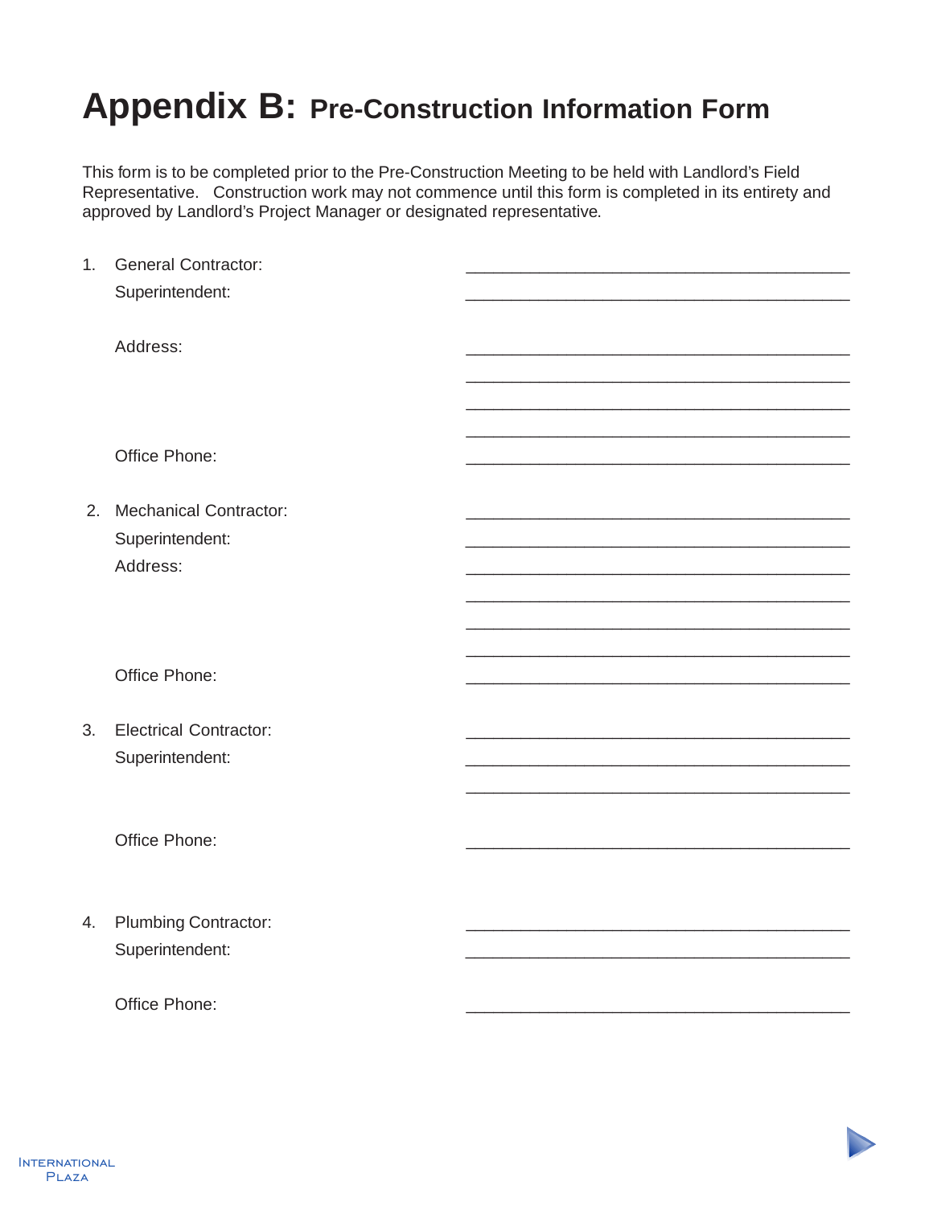# Appendix B: Pre-Construction Information Form

This form is to be completed prior to the Pre-Construction Meeting to be held with Landlord's Field Representative. Construction work may not commence until this form is completed in its entirety and approved by Landlord's Project Manager or designated representative.

1. General Contractor: ________________________________________

   Superintendent: ________________________________________

   Address: ________________________________________

   ________________________________________

   ________________________________________

   ________________________________________

   Office Phone: ________________________________________

2. Mechanical Contractor: ________________________________________

   Superintendent: ________________________________________

   Address: ________________________________________

   ________________________________________

   ________________________________________

   ________________________________________

   Office Phone: ________________________________________

3. Electrical Contractor: ________________________________________

   Superintendent: ________________________________________

   ________________________________________

   Office Phone: ________________________________________

4. Plumbing Contractor: ________________________________________

   Superintendent: ________________________________________

   Office Phone: ________________________________________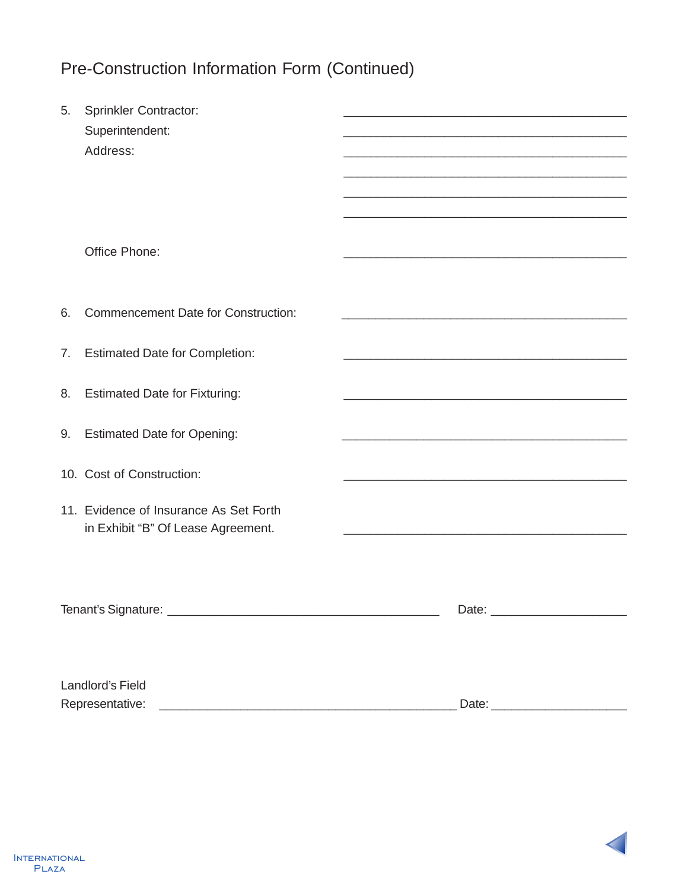# Pre-Construction Information Form (Continued)

5. Sprinkler Contractor: ________________________________________

   Superintendent: ________________________________________

   Address: ________________________________________

   ________________________________________

   ________________________________________

   ________________________________________

   Office Phone: ________________________________________

6. Commencement Date for Construction: ________________________________________

7. Estimated Date for Completion: ________________________________________

8. Estimated Date for Fixturing: ________________________________________

9. Estimated Date for Opening: ________________________________________

10. Cost of Construction: ________________________________________

11. Evidence of Insurance As Set Forth in Exhibit “B” Of Lease Agreement. ________________________________________

Tenant’s Signature: ________________________________________ Date: ____________________

Landlord’s Field Representative: ________________________________________ Date: ____________________